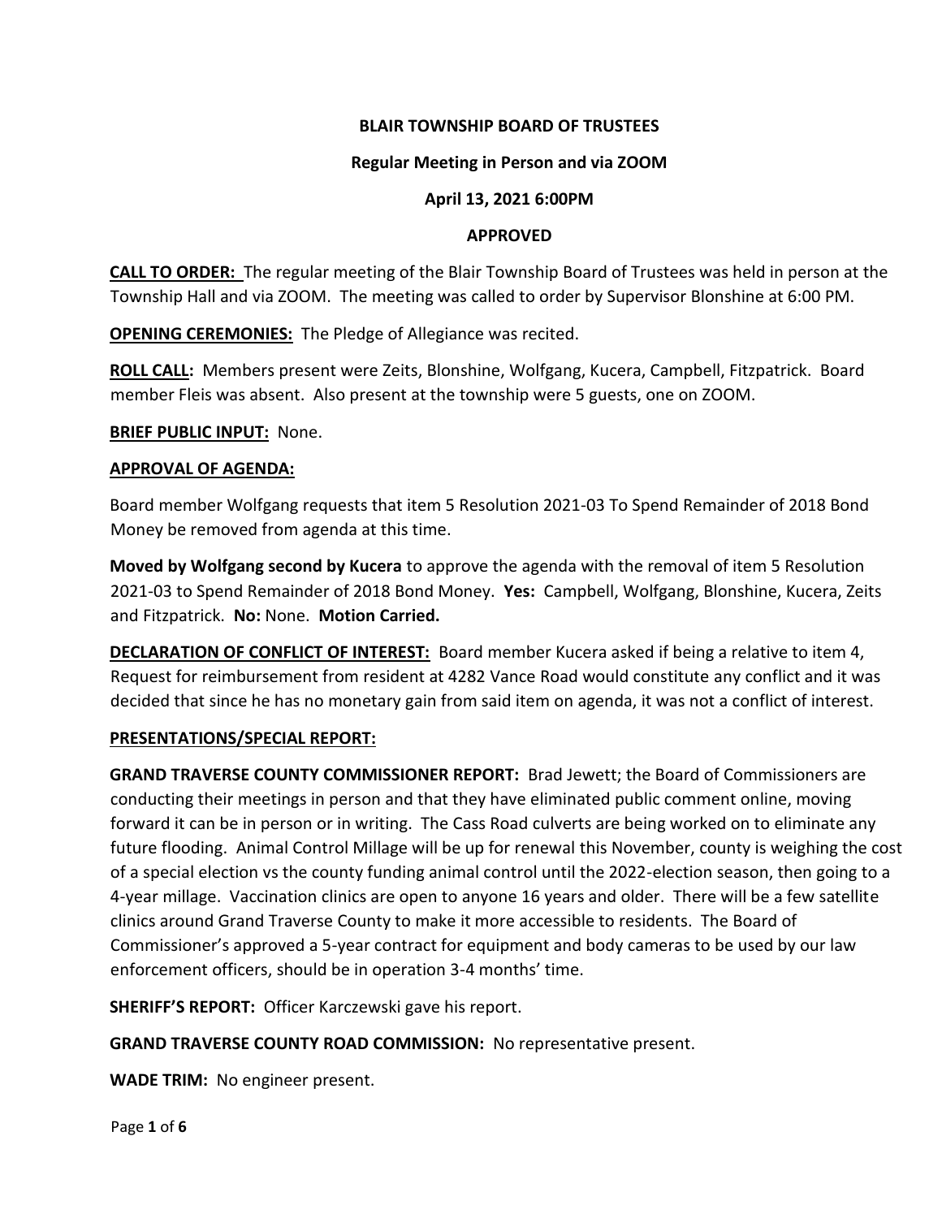**BLAIR TOWNSHIP BOARD OF TRUSTEES**

**Regular Meeting in Person and via ZOOM**

**April 13, 2021 6:00PM**

**APPROVED**

**CALL TO ORDER:** The regular meeting of the Blair Township Board of Trustees was held in person at the Township Hall and via ZOOM. The meeting was called to order by Supervisor Blonshine at 6:00 PM.

**OPENING CEREMONIES:** The Pledge of Allegiance was recited.

**ROLL CALL:** Members present were Zeits, Blonshine, Wolfgang, Kucera, Campbell, Fitzpatrick. Board member Fleis was absent. Also present at the township were 5 guests, one on ZOOM.

**BRIEF PUBLIC INPUT:** None.

**APPROVAL OF AGENDA:**

Board member Wolfgang requests that item 5 Resolution 2021-03 To Spend Remainder of 2018 Bond Money be removed from agenda at this time.

**Moved by Wolfgang second by Kucera** to approve the agenda with the removal of item 5 Resolution 2021-03 to Spend Remainder of 2018 Bond Money. **Yes:** Campbell, Wolfgang, Blonshine, Kucera, Zeits and Fitzpatrick. **No:** None. **Motion Carried.**

**DECLARATION OF CONFLICT OF INTEREST:** Board member Kucera asked if being a relative to item 4, Request for reimbursement from resident at 4282 Vance Road would constitute any conflict and it was decided that since he has no monetary gain from said item on agenda, it was not a conflict of interest.

**PRESENTATIONS/SPECIAL REPORT:**

**GRAND TRAVERSE COUNTY COMMISSIONER REPORT:** Brad Jewett; the Board of Commissioners are conducting their meetings in person and that they have eliminated public comment online, moving forward it can be in person or in writing. The Cass Road culverts are being worked on to eliminate any future flooding. Animal Control Millage will be up for renewal this November, county is weighing the cost of a special election vs the county funding animal control until the 2022-election season, then going to a 4-year millage. Vaccination clinics are open to anyone 16 years and older. There will be a few satellite clinics around Grand Traverse County to make it more accessible to residents. The Board of Commissioner's approved a 5-year contract for equipment and body cameras to be used by our law enforcement officers, should be in operation 3-4 months' time.

**SHERIFF'S REPORT:** Officer Karczewski gave his report.

**GRAND TRAVERSE COUNTY ROAD COMMISSION:** No representative present.

**WADE TRIM:** No engineer present.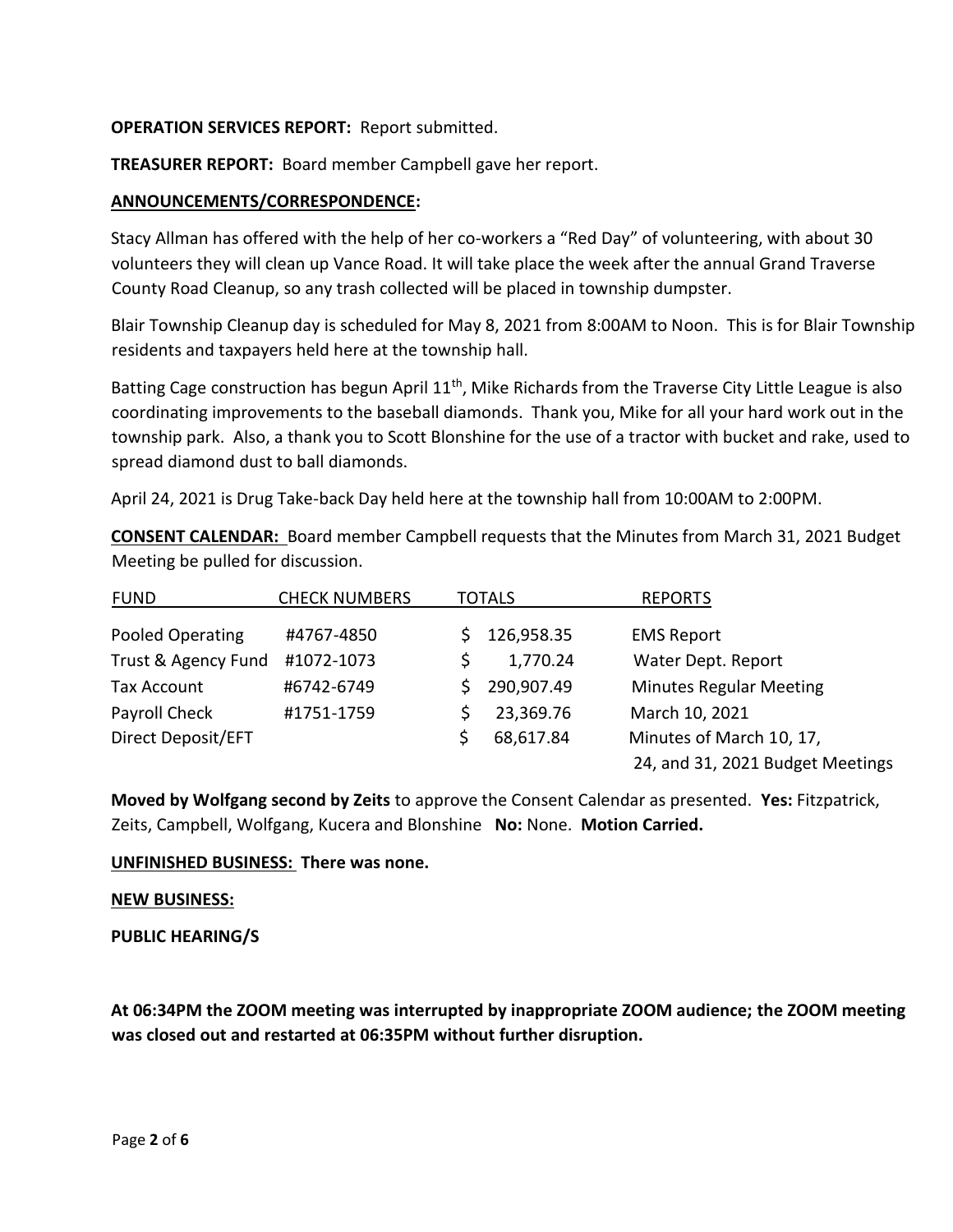**OPERATION SERVICES REPORT:** Report submitted.

**TREASURER REPORT:** Board member Campbell gave her report.

**ANNOUNCEMENTS/CORRESPONDENCE:**

Stacy Allman has offered with the help of her co-workers a "Red Day" of volunteering, with about 30 volunteers they will clean up Vance Road. It will take place the week after the annual Grand Traverse County Road Cleanup, so any trash collected will be placed in township dumpster.

Blair Township Cleanup day is scheduled for May 8, 2021 from 8:00AM to Noon. This is for Blair Township residents and taxpayers held here at the township hall.

Batting Cage construction has begun April 11th, Mike Richards from the Traverse City Little League is also coordinating improvements to the baseball diamonds. Thank you, Mike for all your hard work out in the township park. Also, a thank you to Scott Blonshine for the use of a tractor with bucket and rake, used to spread diamond dust to ball diamonds.

April 24, 2021 is Drug Take-back Day held here at the township hall from 10:00AM to 2:00PM.

**CONSENT CALENDAR:** Board member Campbell requests that the Minutes from March 31, 2021 Budget Meeting be pulled for discussion.

| FUND | CHECK NUMBERS | TOTALS | REPORTS |
|---|---|---|---|
| Pooled Operating | #4767-4850 | $ 126,958.35 | EMS Report |
| Trust & Agency Fund | #1072-1073 | $ 1,770.24 | Water Dept. Report |
| Tax Account | #6742-6749 | $ 290,907.49 | Minutes Regular Meeting |
| Payroll Check | #1751-1759 | $ 23,369.76 | March 10, 2021 |
| Direct Deposit/EFT | | $ 68,617.84 | Minutes of March 10, 17, 24, and 31, 2021 Budget Meetings |

**Moved by Wolfgang second by Zeits** to approve the Consent Calendar as presented. **Yes:** Fitzpatrick, Zeits, Campbell, Wolfgang, Kucera and Blonshine **No:** None. **Motion Carried.**

**UNFINISHED BUSINESS: There was none.**

**NEW BUSINESS:**

**PUBLIC HEARING/S**

**At 06:34PM the ZOOM meeting was interrupted by inappropriate ZOOM audience; the ZOOM meeting was closed out and restarted at 06:35PM without further disruption.**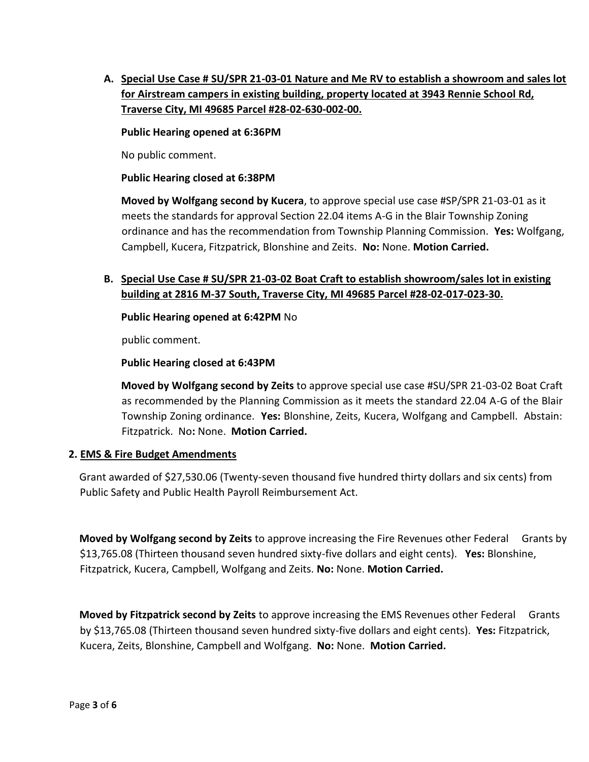A. **Special Use Case # SU/SPR 21-03-01 Nature and Me RV to establish a showroom and sales lot for Airstream campers in existing building, property located at 3943 Rennie School Rd, Traverse City, MI 49685 Parcel #28-02-630-002-00.**

   **Public Hearing opened at 6:36PM**

   No public comment.

   **Public Hearing closed at 6:38PM**

   **Moved by Wolfgang second by Kucera**, to approve special use case #SP/SPR 21-03-01 as it meets the standards for approval Section 22.04 items A-G in the Blair Township Zoning ordinance and has the recommendation from Township Planning Commission. **Yes:** Wolfgang, Campbell, Kucera, Fitzpatrick, Blonshine and Zeits. **No:** None. **Motion Carried.**

B. **Special Use Case # SU/SPR 21-03-02 Boat Craft to establish showroom/sales lot in existing building at 2816 M-37 South, Traverse City, MI 49685 Parcel #28-02-017-023-30.**

   **Public Hearing opened at 6:42PM** No public comment.

   **Public Hearing closed at 6:43PM**

   **Moved by Wolfgang second by Zeits** to approve special use case #SU/SPR 21-03-02 Boat Craft as recommended by the Planning Commission as it meets the standard 22.04 A-G of the Blair Township Zoning ordinance. **Yes:** Blonshine, Zeits, Kucera, Wolfgang and Campbell. Abstain: Fitzpatrick. No**:** None. **Motion Carried.**

**2. EMS & Fire Budget Amendments**

Grant awarded of $27,530.06 (Twenty-seven thousand five hundred thirty dollars and six cents) from Public Safety and Public Health Payroll Reimbursement Act.

**Moved by Wolfgang second by Zeits** to approve increasing the Fire Revenues other Federal Grants by $13,765.08 (Thirteen thousand seven hundred sixty-five dollars and eight cents). **Yes:** Blonshine, Fitzpatrick, Kucera, Campbell, Wolfgang and Zeits. **No:** None. **Motion Carried.**

**Moved by Fitzpatrick second by Zeits** to approve increasing the EMS Revenues other Federal Grants by $13,765.08 (Thirteen thousand seven hundred sixty-five dollars and eight cents). **Yes:** Fitzpatrick, Kucera, Zeits, Blonshine, Campbell and Wolfgang. **No:** None. **Motion Carried.**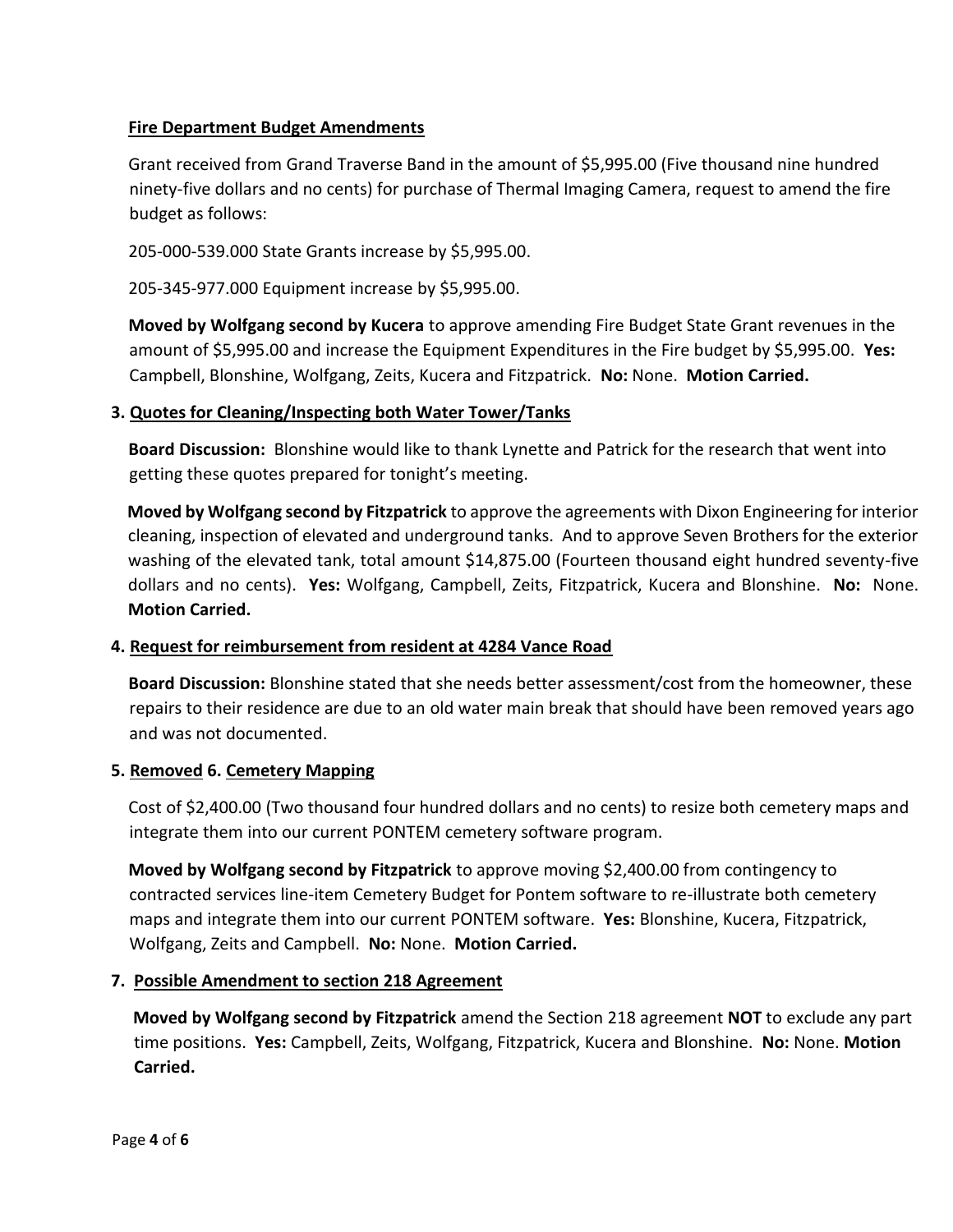**Fire Department Budget Amendments**

Grant received from Grand Traverse Band in the amount of $5,995.00 (Five thousand nine hundred ninety-five dollars and no cents) for purchase of Thermal Imaging Camera, request to amend the fire budget as follows:

205-000-539.000 State Grants increase by $5,995.00.

205-345-977.000 Equipment increase by $5,995.00.

**Moved by Wolfgang second by Kucera** to approve amending Fire Budget State Grant revenues in the amount of $5,995.00 and increase the Equipment Expenditures in the Fire budget by $5,995.00. **Yes:** Campbell, Blonshine, Wolfgang, Zeits, Kucera and Fitzpatrick. **No:** None. **Motion Carried.**

**3. Quotes for Cleaning/Inspecting both Water Tower/Tanks**

**Board Discussion:** Blonshine would like to thank Lynette and Patrick for the research that went into getting these quotes prepared for tonight's meeting.

**Moved by Wolfgang second by Fitzpatrick** to approve the agreements with Dixon Engineering for interior cleaning, inspection of elevated and underground tanks. And to approve Seven Brothers for the exterior washing of the elevated tank, total amount $14,875.00 (Fourteen thousand eight hundred seventy-five dollars and no cents). **Yes:** Wolfgang, Campbell, Zeits, Fitzpatrick, Kucera and Blonshine. **No:** None. **Motion Carried.**

**4. Request for reimbursement from resident at 4284 Vance Road**

**Board Discussion:** Blonshine stated that she needs better assessment/cost from the homeowner, these repairs to their residence are due to an old water main break that should have been removed years ago and was not documented.

**5. Removed 6. Cemetery Mapping**

Cost of $2,400.00 (Two thousand four hundred dollars and no cents) to resize both cemetery maps and integrate them into our current PONTEM cemetery software program.

**Moved by Wolfgang second by Fitzpatrick** to approve moving $2,400.00 from contingency to contracted services line-item Cemetery Budget for Pontem software to re-illustrate both cemetery maps and integrate them into our current PONTEM software. **Yes:** Blonshine, Kucera, Fitzpatrick, Wolfgang, Zeits and Campbell. **No:** None. **Motion Carried.**

**7. Possible Amendment to section 218 Agreement**

**Moved by Wolfgang second by Fitzpatrick** amend the Section 218 agreement **NOT** to exclude any part time positions. **Yes:** Campbell, Zeits, Wolfgang, Fitzpatrick, Kucera and Blonshine. **No:** None. **Motion Carried.**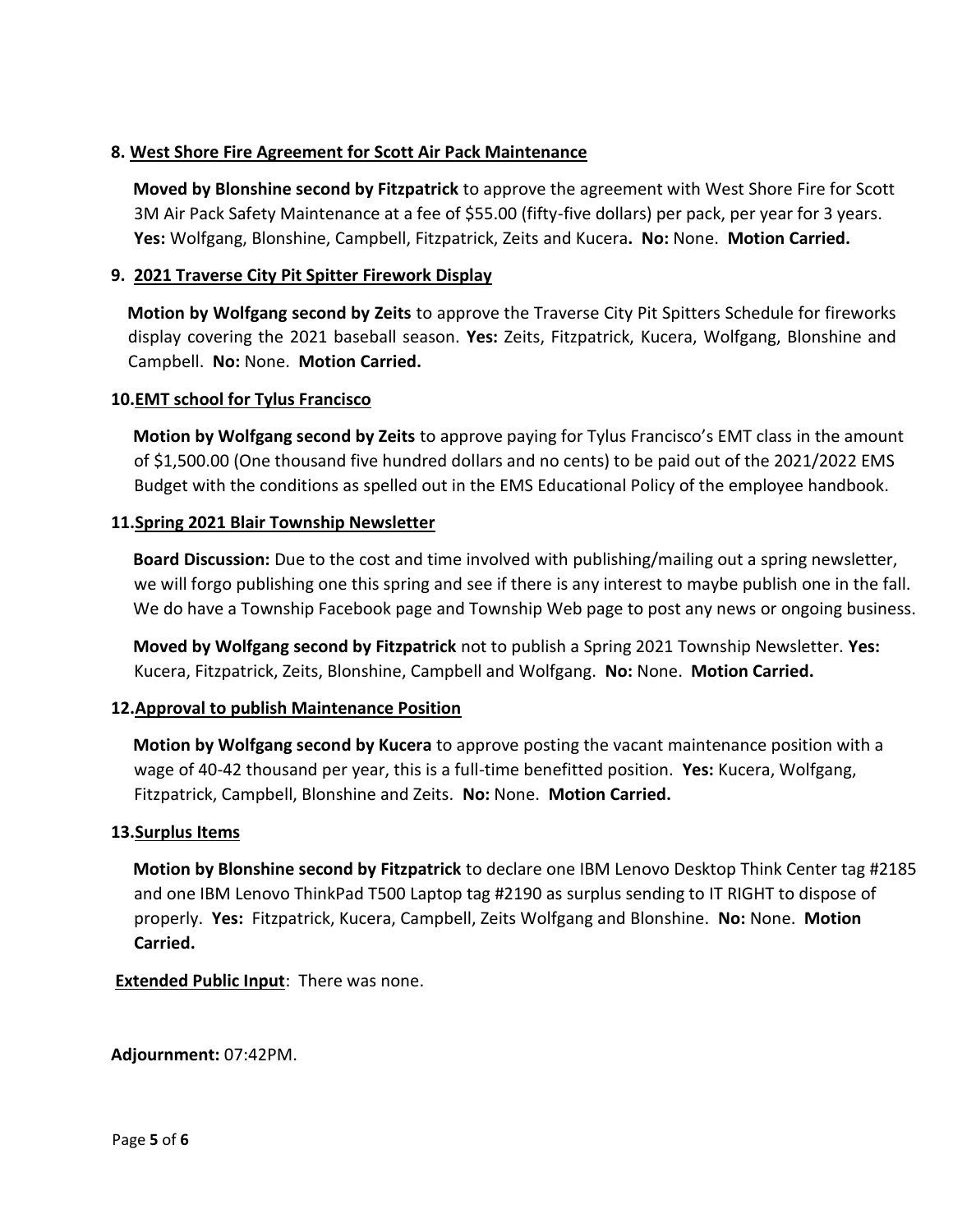**8. West Shore Fire Agreement for Scott Air Pack Maintenance**

**Moved by Blonshine second by Fitzpatrick** to approve the agreement with West Shore Fire for Scott 3M Air Pack Safety Maintenance at a fee of $55.00 (fifty-five dollars) per pack, per year for 3 years. **Yes:** Wolfgang, Blonshine, Campbell, Fitzpatrick, Zeits and Kucera**. No:** None. **Motion Carried.**

**9. 2021 Traverse City Pit Spitter Firework Display**

**Motion by Wolfgang second by Zeits** to approve the Traverse City Pit Spitters Schedule for fireworks display covering the 2021 baseball season. **Yes:** Zeits, Fitzpatrick, Kucera, Wolfgang, Blonshine and Campbell. **No:** None. **Motion Carried.**

**10. EMT school for Tylus Francisco**

**Motion by Wolfgang second by Zeits** to approve paying for Tylus Francisco's EMT class in the amount of $1,500.00 (One thousand five hundred dollars and no cents) to be paid out of the 2021/2022 EMS Budget with the conditions as spelled out in the EMS Educational Policy of the employee handbook.

**11. Spring 2021 Blair Township Newsletter**

**Board Discussion:** Due to the cost and time involved with publishing/mailing out a spring newsletter, we will forgo publishing one this spring and see if there is any interest to maybe publish one in the fall. We do have a Township Facebook page and Township Web page to post any news or ongoing business.

**Moved by Wolfgang second by Fitzpatrick** not to publish a Spring 2021 Township Newsletter. **Yes:** Kucera, Fitzpatrick, Zeits, Blonshine, Campbell and Wolfgang. **No:** None. **Motion Carried.**

**12. Approval to publish Maintenance Position**

**Motion by Wolfgang second by Kucera** to approve posting the vacant maintenance position with a wage of 40-42 thousand per year, this is a full-time benefitted position. **Yes:** Kucera, Wolfgang, Fitzpatrick, Campbell, Blonshine and Zeits. **No:** None. **Motion Carried.**

**13. Surplus Items**

**Motion by Blonshine second by Fitzpatrick** to declare one IBM Lenovo Desktop Think Center tag #2185 and one IBM Lenovo ThinkPad T500 Laptop tag #2190 as surplus sending to IT RIGHT to dispose of properly. **Yes:** Fitzpatrick, Kucera, Campbell, Zeits Wolfgang and Blonshine. **No:** None. **Motion Carried.**

**Extended Public Input**: There was none.

**Adjournment:** 07:42PM.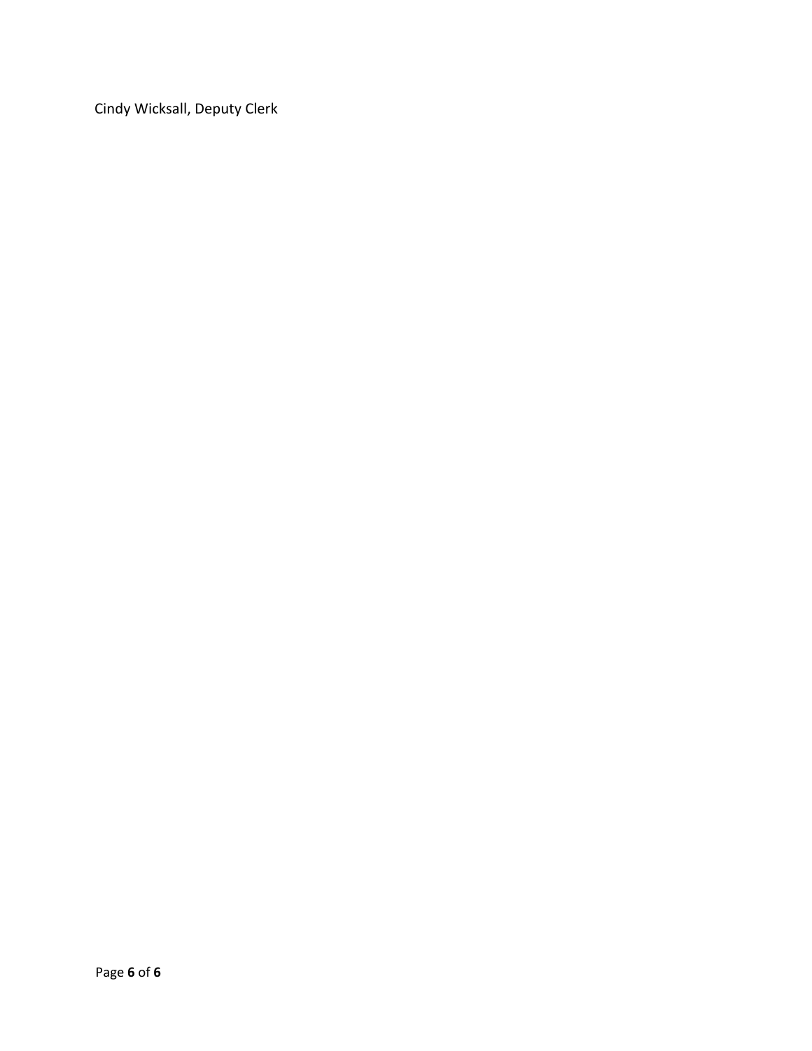Cindy Wicksall, Deputy Clerk